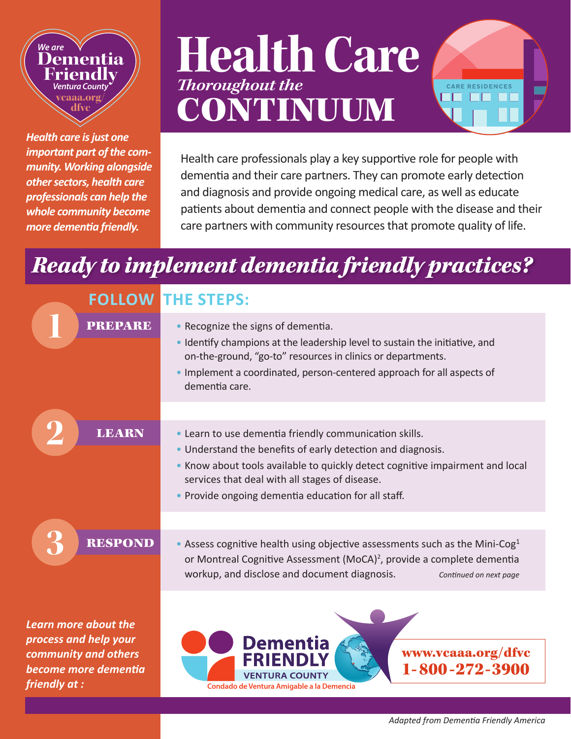We are **Dementia Friendly**
Ventura County
vcaaa.org/dfvc

# Health Care
## *Thoroughout the* CONTINUUM

CARE RESIDENCES

***Health care is just one important part of the community. Working alongside other sectors, health care professionals can help the whole community become more dementia friendly.***

Health care professionals play a key supportive role for people with dementia and their care partners. They can promote early detection and diagnosis and provide ongoing medical care, as well as educate patients about dementia and connect people with the disease and their care partners with community resources that promote quality of life.

## *Ready to implement dementia friendly practices?*

### FOLLOW THE STEPS:

**1 PREPARE**

- Recognize the signs of dementia.
- Identify champions at the leadership level to sustain the initiative, and on-the-ground, "go-to" resources in clinics or departments.
- Implement a coordinated, person-centered approach for all aspects of dementia care.

**2 LEARN**

- Learn to use dementia friendly communication skills.
- Understand the benefits of early detection and diagnosis.
- Know about tools available to quickly detect cognitive impairment and local services that deal with all stages of disease.
- Provide ongoing dementia education for all staff.

**3 RESPOND**

- Assess cognitive health using objective assessments such as the Mini-Cog[1] or Montreal Cognitive Assessment (MoCA)[2], provide a complete dementia workup, and disclose and document diagnosis.

*Continued on next page*

***Learn more about the process and help your community and others become more dementia friendly at :***

Dementia FRIENDLY VENTURA COUNTY
Condado de Ventura Amigable a la Demencia

**www.vcaaa.org/dfvc**
**1-800-272-3900**

*Adapted from Dementia Friendly America*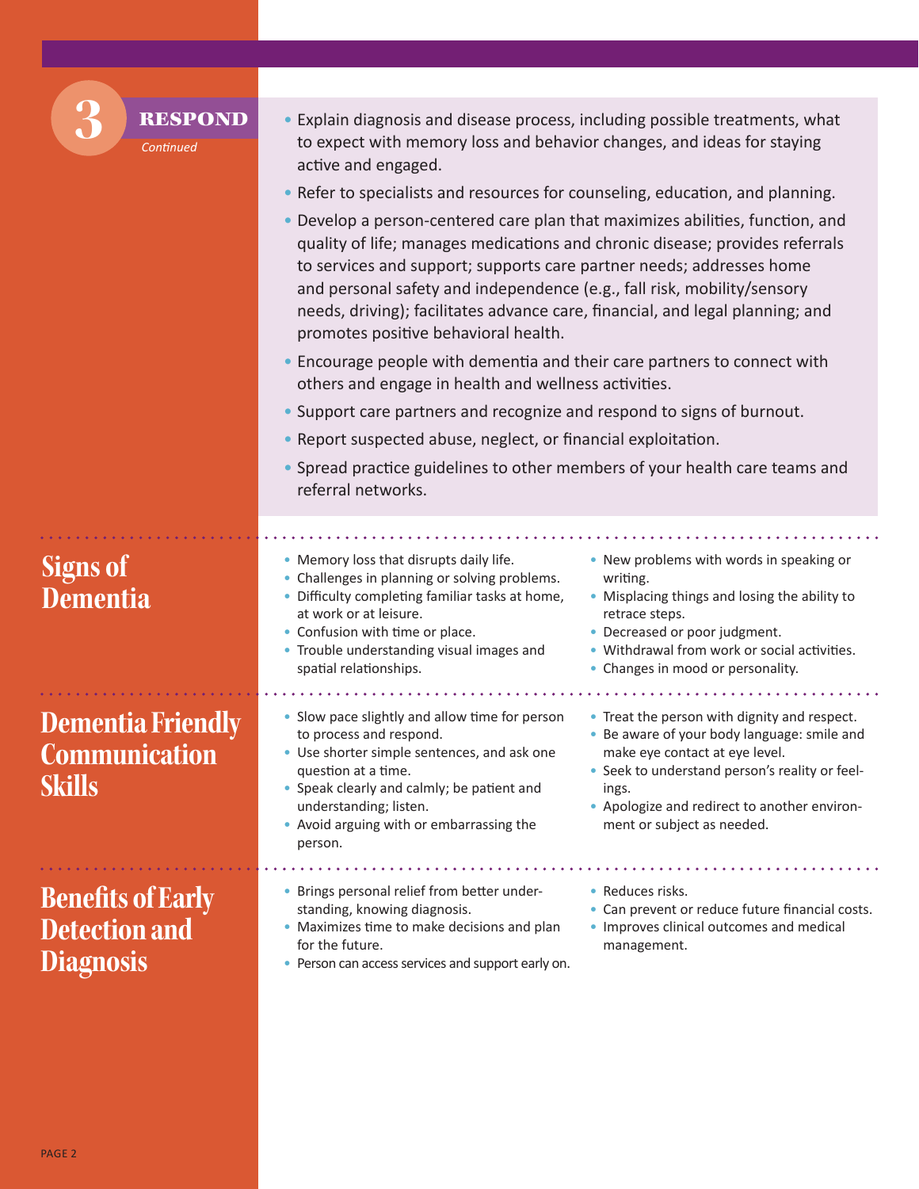## 3 RESPOND

*Continued*

- Explain diagnosis and disease process, including possible treatments, what to expect with memory loss and behavior changes, and ideas for staying active and engaged.
- Refer to specialists and resources for counseling, education, and planning.
- Develop a person-centered care plan that maximizes abilities, function, and quality of life; manages medications and chronic disease; provides referrals to services and support; supports care partner needs; addresses home and personal safety and independence (e.g., fall risk, mobility/sensory needs, driving); facilitates advance care, financial, and legal planning; and promotes positive behavioral health.
- Encourage people with dementia and their care partners to connect with others and engage in health and wellness activities.
- Support care partners and recognize and respond to signs of burnout.
- Report suspected abuse, neglect, or financial exploitation.
- Spread practice guidelines to other members of your health care teams and referral networks.

## Signs of Dementia

- Memory loss that disrupts daily life.
- Challenges in planning or solving problems.
- Difficulty completing familiar tasks at home, at work or at leisure.
- Confusion with time or place.
- Trouble understanding visual images and spatial relationships.
- New problems with words in speaking or writing.
- Misplacing things and losing the ability to retrace steps.
- Decreased or poor judgment.
- Withdrawal from work or social activities.
- Changes in mood or personality.

## Dementia Friendly Communication Skills

- Slow pace slightly and allow time for person to process and respond.
- Use shorter simple sentences, and ask one question at a time.
- Speak clearly and calmly; be patient and understanding; listen.
- Avoid arguing with or embarrassing the person.
- Treat the person with dignity and respect.
- Be aware of your body language: smile and make eye contact at eye level.
- Seek to understand person's reality or feelings.
- Apologize and redirect to another environment or subject as needed.

## Benefits of Early Detection and Diagnosis

- Brings personal relief from better understanding, knowing diagnosis.
- Maximizes time to make decisions and plan for the future.
- Person can access services and support early on.
- Reduces risks.
- Can prevent or reduce future financial costs.
- Improves clinical outcomes and medical management.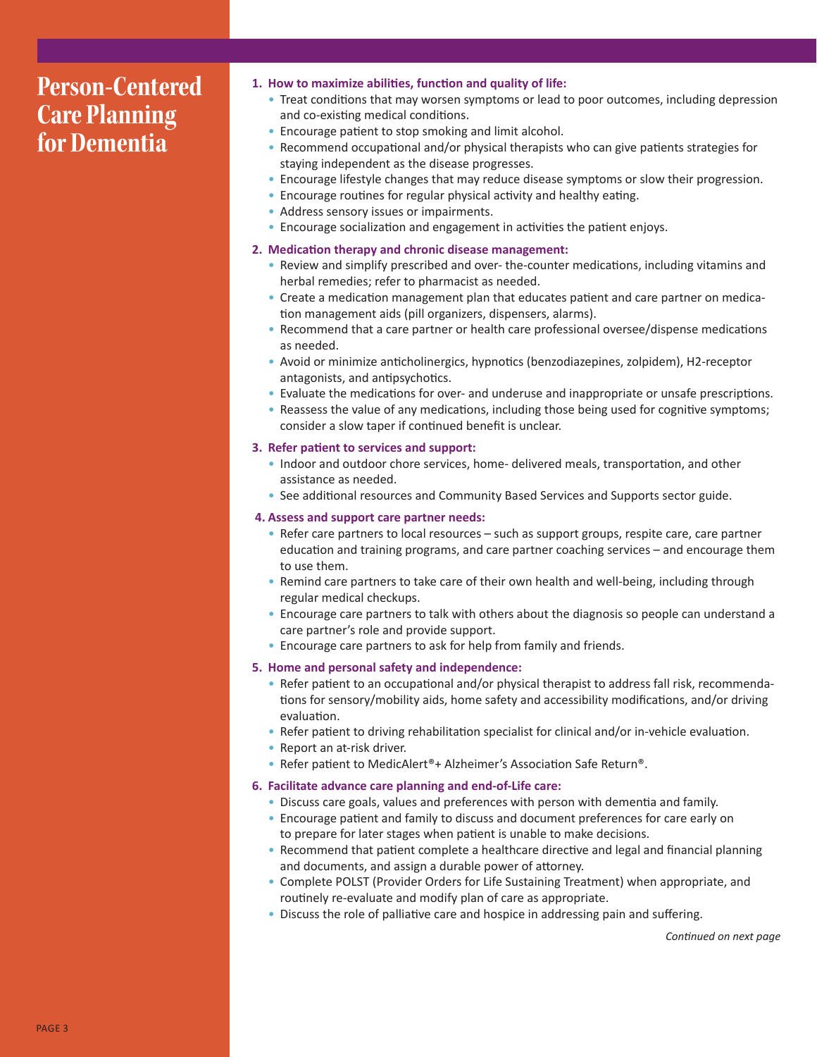# Person-Centered Care Planning for Dementia

1. **How to maximize abilities, function and quality of life:**
   - Treat conditions that may worsen symptoms or lead to poor outcomes, including depression and co-existing medical conditions.
   - Encourage patient to stop smoking and limit alcohol.
   - Recommend occupational and/or physical therapists who can give patients strategies for staying independent as the disease progresses.
   - Encourage lifestyle changes that may reduce disease symptoms or slow their progression.
   - Encourage routines for regular physical activity and healthy eating.
   - Address sensory issues or impairments.
   - Encourage socialization and engagement in activities the patient enjoys.

2. **Medication therapy and chronic disease management:**
   - Review and simplify prescribed and over- the-counter medications, including vitamins and herbal remedies; refer to pharmacist as needed.
   - Create a medication management plan that educates patient and care partner on medication management aids (pill organizers, dispensers, alarms).
   - Recommend that a care partner or health care professional oversee/dispense medications as needed.
   - Avoid or minimize anticholinergics, hypnotics (benzodiazepines, zolpidem), H2-receptor antagonists, and antipsychotics.
   - Evaluate the medications for over- and underuse and inappropriate or unsafe prescriptions.
   - Reassess the value of any medications, including those being used for cognitive symptoms; consider a slow taper if continued benefit is unclear.

3. **Refer patient to services and support:**
   - Indoor and outdoor chore services, home- delivered meals, transportation, and other assistance as needed.
   - See additional resources and Community Based Services and Supports sector guide.

4. **Assess and support care partner needs:**
   - Refer care partners to local resources – such as support groups, respite care, care partner education and training programs, and care partner coaching services – and encourage them to use them.
   - Remind care partners to take care of their own health and well-being, including through regular medical checkups.
   - Encourage care partners to talk with others about the diagnosis so people can understand a care partner's role and provide support.
   - Encourage care partners to ask for help from family and friends.

5. **Home and personal safety and independence:**
   - Refer patient to an occupational and/or physical therapist to address fall risk, recommendations for sensory/mobility aids, home safety and accessibility modifications, and/or driving evaluation.
   - Refer patient to driving rehabilitation specialist for clinical and/or in-vehicle evaluation.
   - Report an at-risk driver.
   - Refer patient to MedicAlert®+ Alzheimer's Association Safe Return®.

6. **Facilitate advance care planning and end-of-Life care:**
   - Discuss care goals, values and preferences with person with dementia and family.
   - Encourage patient and family to discuss and document preferences for care early on to prepare for later stages when patient is unable to make decisions.
   - Recommend that patient complete a healthcare directive and legal and financial planning and documents, and assign a durable power of attorney.
   - Complete POLST (Provider Orders for Life Sustaining Treatment) when appropriate, and routinely re-evaluate and modify plan of care as appropriate.
   - Discuss the role of palliative care and hospice in addressing pain and suffering.

*Continued on next page*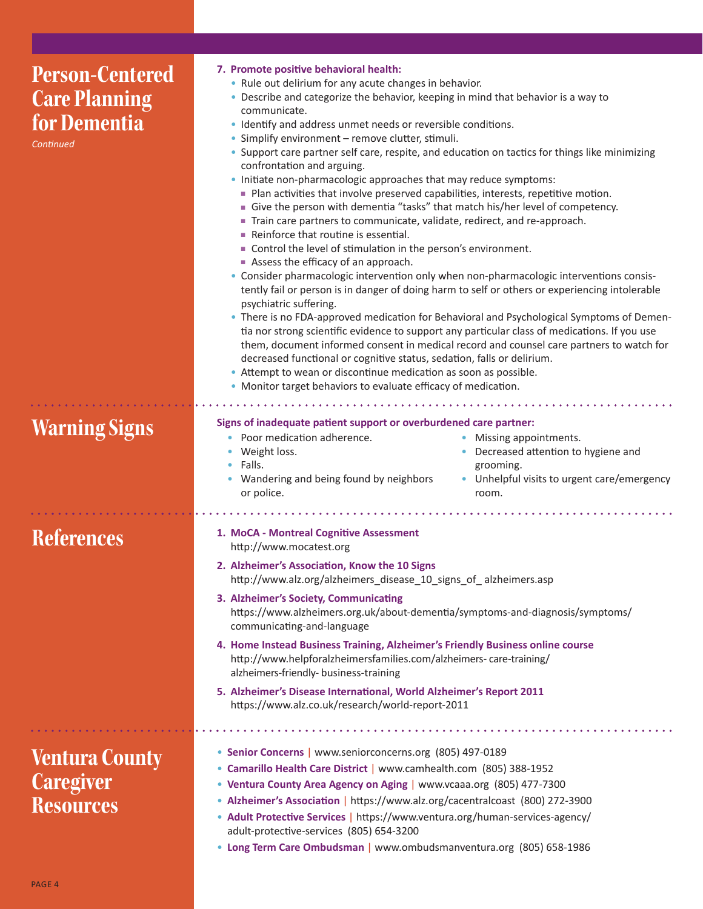# Person-Centered Care Planning for Dementia

*Continued*

**7. Promote positive behavioral health:**

- Rule out delirium for any acute changes in behavior.
- Describe and categorize the behavior, keeping in mind that behavior is a way to communicate.
- Identify and address unmet needs or reversible conditions.
- Simplify environment – remove clutter, stimuli.
- Support care partner self care, respite, and education on tactics for things like minimizing confrontation and arguing.
- Initiate non-pharmacologic approaches that may reduce symptoms:
  - Plan activities that involve preserved capabilities, interests, repetitive motion.
  - Give the person with dementia "tasks" that match his/her level of competency.
  - Train care partners to communicate, validate, redirect, and re-approach.
  - Reinforce that routine is essential.
  - Control the level of stimulation in the person's environment.
  - Assess the efficacy of an approach.
- Consider pharmacologic intervention only when non-pharmacologic interventions consistently fail or person is in danger of doing harm to self or others or experiencing intolerable psychiatric suffering.
- There is no FDA-approved medication for Behavioral and Psychological Symptoms of Dementia nor strong scientific evidence to support any particular class of medications. If you use them, document informed consent in medical record and counsel care partners to watch for decreased functional or cognitive status, sedation, falls or delirium.
- Attempt to wean or discontinue medication as soon as possible.
- Monitor target behaviors to evaluate efficacy of medication.

# Warning Signs

**Signs of inadequate patient support or overburdened care partner:**

- Poor medication adherence.
- Weight loss.
- Falls.
- Wandering and being found by neighbors or police.
- Missing appointments.
- Decreased attention to hygiene and grooming.
- Unhelpful visits to urgent care/emergency room.

# References

1. **MoCA - Montreal Cognitive Assessment**
   http://www.mocatest.org
2. **Alzheimer's Association, Know the 10 Signs**
   http://www.alz.org/alzheimers_disease_10_signs_of_ alzheimers.asp
3. **Alzheimer's Society, Communicating**
   https://www.alzheimers.org.uk/about-dementia/symptoms-and-diagnosis/symptoms/communicating-and-language
4. **Home Instead Business Training, Alzheimer's Friendly Business online course**
   http://www.helpforalzheimersfamilies.com/alzheimers- care-training/alzheimers-friendly- business-training
5. **Alzheimer's Disease International, World Alzheimer's Report 2011**
   https://www.alz.co.uk/research/world-report-2011

# Ventura County Caregiver Resources

- **Senior Concerns** | www.seniorconcerns.org (805) 497-0189
- **Camarillo Health Care District** | www.camhealth.com (805) 388-1952
- **Ventura County Area Agency on Aging** | www.vcaaa.org (805) 477-7300
- **Alzheimer's Association** | https://www.alz.org/cacentralcoast (800) 272-3900
- **Adult Protective Services** | https://www.ventura.org/human-services-agency/adult-protective-services (805) 654-3200
- **Long Term Care Ombudsman** | www.ombudsmanventura.org (805) 658-1986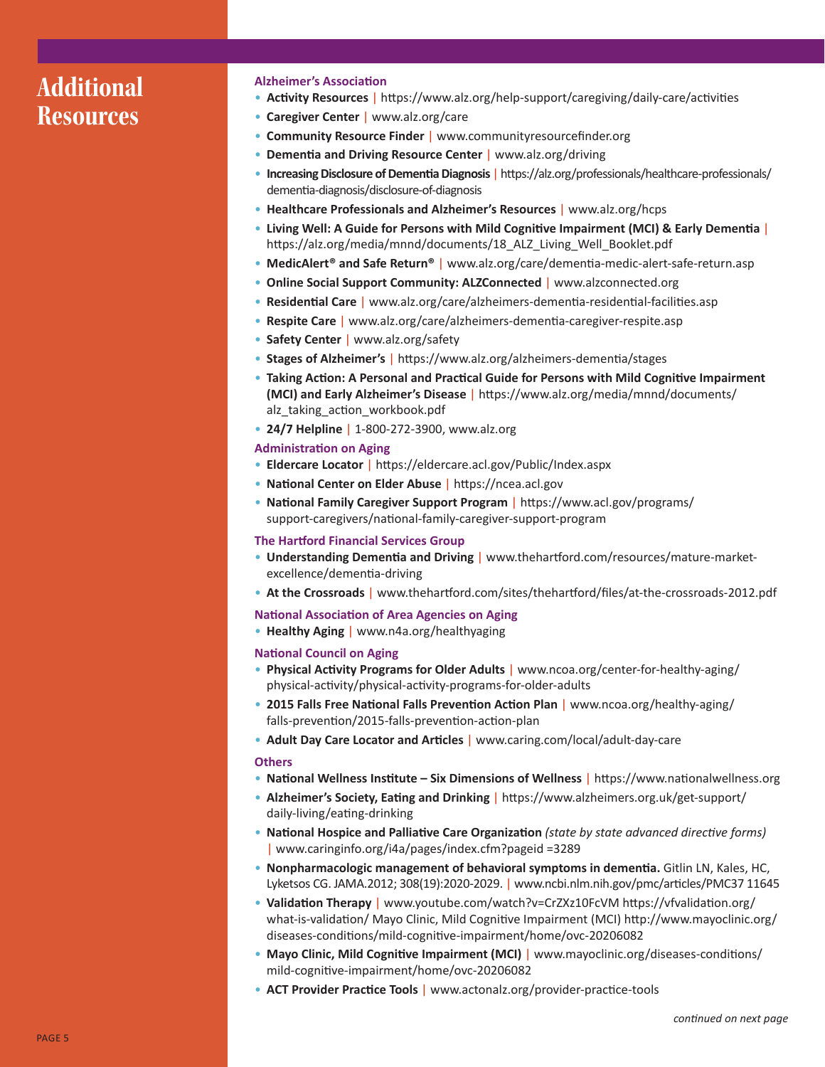# Additional Resources

### Alzheimer's Association

- **Activity Resources** | https://www.alz.org/help-support/caregiving/daily-care/activities
- **Caregiver Center** | www.alz.org/care
- **Community Resource Finder** | www.communityresourcefinder.org
- **Dementia and Driving Resource Center** | www.alz.org/driving
- **Increasing Disclosure of Dementia Diagnosis** | https://alz.org/professionals/healthcare-professionals/dementia-diagnosis/disclosure-of-diagnosis
- **Healthcare Professionals and Alzheimer's Resources** | www.alz.org/hcps
- **Living Well: A Guide for Persons with Mild Cognitive Impairment (MCI) & Early Dementia** | https://alz.org/media/mnnd/documents/18_ALZ_Living_Well_Booklet.pdf
- **MedicAlert® and Safe Return®** | www.alz.org/care/dementia-medic-alert-safe-return.asp
- **Online Social Support Community: ALZConnected** | www.alzconnected.org
- **Residential Care** | www.alz.org/care/alzheimers-dementia-residential-facilities.asp
- **Respite Care** | www.alz.org/care/alzheimers-dementia-caregiver-respite.asp
- **Safety Center** | www.alz.org/safety
- **Stages of Alzheimer's** | https://www.alz.org/alzheimers-dementia/stages
- **Taking Action: A Personal and Practical Guide for Persons with Mild Cognitive Impairment (MCI) and Early Alzheimer's Disease** | https://www.alz.org/media/mnnd/documents/alz_taking_action_workbook.pdf
- **24/7 Helpline** | 1-800-272-3900, www.alz.org

### Administration on Aging

- **Eldercare Locator** | https://eldercare.acl.gov/Public/Index.aspx
- **National Center on Elder Abuse** | https://ncea.acl.gov
- **National Family Caregiver Support Program** | https://www.acl.gov/programs/support-caregivers/national-family-caregiver-support-program

### The Hartford Financial Services Group

- **Understanding Dementia and Driving** | www.thehartford.com/resources/mature-market-excellence/dementia-driving
- **At the Crossroads** | www.thehartford.com/sites/thehartford/files/at-the-crossroads-2012.pdf

### National Association of Area Agencies on Aging

- **Healthy Aging** | www.n4a.org/healthyaging

### National Council on Aging

- **Physical Activity Programs for Older Adults** | www.ncoa.org/center-for-healthy-aging/physical-activity/physical-activity-programs-for-older-adults
- **2015 Falls Free National Falls Prevention Action Plan** | www.ncoa.org/healthy-aging/falls-prevention/2015-falls-prevention-action-plan
- **Adult Day Care Locator and Articles** | www.caring.com/local/adult-day-care

### Others

- **National Wellness Institute – Six Dimensions of Wellness** | https://www.nationalwellness.org
- **Alzheimer's Society, Eating and Drinking** | https://www.alzheimers.org.uk/get-support/daily-living/eating-drinking
- **National Hospice and Palliative Care Organization** *(state by state advanced directive forms)* | www.caringinfo.org/i4a/pages/index.cfm?pageid =3289
- **Nonpharmacologic management of behavioral symptoms in dementia.** Gitlin LN, Kales, HC, Lyketsos CG. JAMA.2012; 308(19):2020-2029. | www.ncbi.nlm.nih.gov/pmc/articles/PMC37 11645
- **Validation Therapy** | www.youtube.com/watch?v=CrZXz10FcVM https://vfvalidation.org/what-is-validation/ Mayo Clinic, Mild Cognitive Impairment (MCI) http://www.mayoclinic.org/diseases-conditions/mild-cognitive-impairment/home/ovc-20206082
- **Mayo Clinic, Mild Cognitive Impairment (MCI)** | www.mayoclinic.org/diseases-conditions/mild-cognitive-impairment/home/ovc-20206082
- **ACT Provider Practice Tools** | www.actonalz.org/provider-practice-tools

*continued on next page*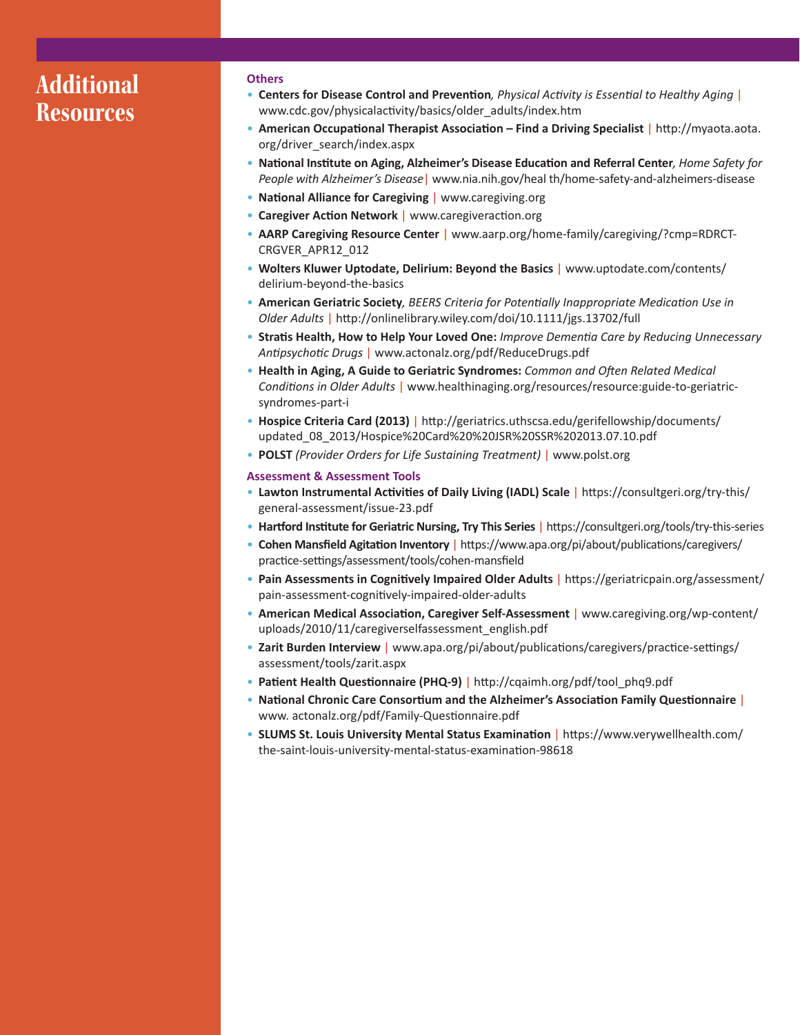# Additional Resources

### Others

- **Centers for Disease Control and Prevention**, *Physical Activity is Essential to Healthy Aging* | www.cdc.gov/physicalactivity/basics/older_adults/index.htm
- **American Occupational Therapist Association – Find a Driving Specialist** | http://myaota.aota.org/driver_search/index.aspx
- **National Institute on Aging, Alzheimer's Disease Education and Referral Center**, *Home Safety for People with Alzheimer's Disease* | www.nia.nih.gov/heal th/home-safety-and-alzheimers-disease
- **National Alliance for Caregiving** | www.caregiving.org
- **Caregiver Action Network** | www.caregiveraction.org
- **AARP Caregiving Resource Center** | www.aarp.org/home-family/caregiving/?cmp=RDRCT-CRGVER_APR12_012
- **Wolters Kluwer Uptodate, Delirium: Beyond the Basics** | www.uptodate.com/contents/delirium-beyond-the-basics
- **American Geriatric Society**, *BEERS Criteria for Potentially Inappropriate Medication Use in Older Adults* | http://onlinelibrary.wiley.com/doi/10.1111/jgs.13702/full
- **Stratis Health, How to Help Your Loved One:** *Improve Dementia Care by Reducing Unnecessary Antipsychotic Drugs* | www.actonalz.org/pdf/ReduceDrugs.pdf
- **Health in Aging, A Guide to Geriatric Syndromes:** *Common and Often Related Medical Conditions in Older Adults* | www.healthinaging.org/resources/resource:guide-to-geriatric-syndromes-part-i
- **Hospice Criteria Card (2013)** | http://geriatrics.uthscsa.edu/gerifellowship/documents/updated_08_2013/Hospice%20Card%20%20JSR%20SSR%202013.07.10.pdf
- **POLST** *(Provider Orders for Life Sustaining Treatment)* | www.polst.org

### Assessment & Assessment Tools

- **Lawton Instrumental Activities of Daily Living (IADL) Scale** | https://consultgeri.org/try-this/general-assessment/issue-23.pdf
- **Hartford Institute for Geriatric Nursing, Try This Series** | https://consultgeri.org/tools/try-this-series
- **Cohen Mansfield Agitation Inventory** | https://www.apa.org/pi/about/publications/caregivers/practice-settings/assessment/tools/cohen-mansfield
- **Pain Assessments in Cognitively Impaired Older Adults** | https://geriatricpain.org/assessment/pain-assessment-cognitively-impaired-older-adults
- **American Medical Association, Caregiver Self-Assessment** | www.caregiving.org/wp-content/uploads/2010/11/caregiverselfassessment_english.pdf
- **Zarit Burden Interview** | www.apa.org/pi/about/publications/caregivers/practice-settings/assessment/tools/zarit.aspx
- **Patient Health Questionnaire (PHQ-9)** | http://cqaimh.org/pdf/tool_phq9.pdf
- **National Chronic Care Consortium and the Alzheimer's Association Family Questionnaire** | www. actonalz.org/pdf/Family-Questionnaire.pdf
- **SLUMS St. Louis University Mental Status Examination** | https://www.verywellhealth.com/the-saint-louis-university-mental-status-examination-98618